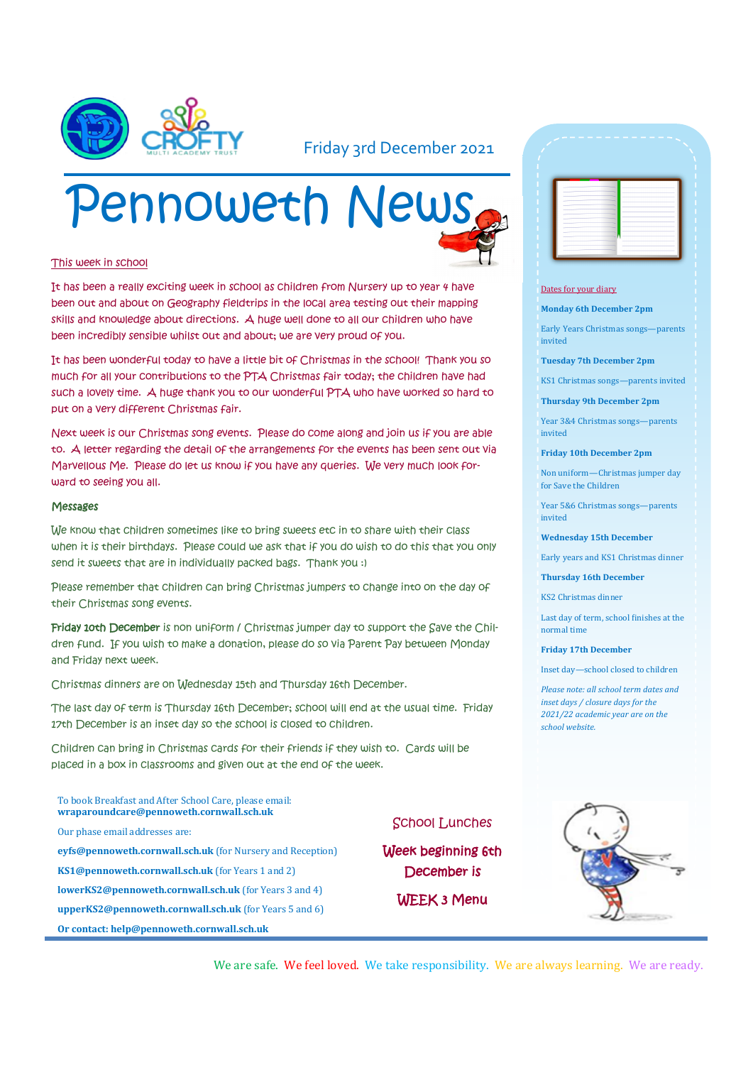Friday 3rd December 2021

# Pennoweth News

## This week in school

It has been a really exciting week in school as children from Nursery up to year 4 have been out and about on Geography fieldtrips in the local area testing out their mapping skills and knowledge about directions. A huge well done to all our children who have been incredibly sensible whilst out and about; we are very proud of you.

It has been wonderful today to have a little bit of Christmas in the school! Thank you so much for all your contributions to the PTA Christmas fair today; the children have had such a lovely time. A huge thank you to our wonderful PTA who have worked so hard to put on a very different Christmas fair.

Next week is our Christmas song events. Please do come along and join us if you are able to. A letter regarding the detail of the arrangements for the events has been sent out via Marvellous Me. Please do let us know if you have any queries. We very much look forward to seeing you all.

## Messages

We know that children sometimes like to bring sweets etc in to share with their class when it is their birthdays. Please could we ask that if you do wish to do this that you only send it sweets that are in individually packed bags. Thank you :)

Please remember that children can bring Christmas jumpers to change into on the day of their Christmas song events.

**Friday 10th December** is non uniform / Christmas jumper day to support the Save the Children fund. If you wish to make a donation, please do so via Parent Pay between Monday and Friday next week.

Christmas dinners are on Wednesday 15th and Thursday 16th December.

The last day of term is Thursday 16th December; school will end at the usual time. Friday 17th December is an inset day so the school is closed to children.

Children can bring in Christmas cards for their friends if they wish to. Cards will be placed in a box in classrooms and given out at the end of the week.

To book Breakfast and After School Care, please email:
**wraparoundcare@pennoweth.cornwall.sch.uk**

Our phase email addresses are:

**eyfs@pennoweth.cornwall.sch.uk** (for Nursery and Reception)

**KS1@pennoweth.cornwall.sch.uk** (for Years 1 and 2)

**lowerKS2@pennoweth.cornwall.sch.uk** (for Years 3 and 4)

**upperKS2@pennoweth.cornwall.sch.uk** (for Years 5 and 6)

**Or contact: help@pennoweth.cornwall.sch.uk**

## School Lunches

**Week beginning 6th December is**

**WEEK 3 Menu**

## Dates for your diary

**Monday 6th December 2pm**

Early Years Christmas songs—parents invited

**Tuesday 7th December 2pm**

KS1 Christmas songs—parents invited

**Thursday 9th December 2pm**

Year 3&4 Christmas songs—parents invited

**Friday 10th December 2pm**

Non uniform—Christmas jumper day for Save the Children

Year 5&6 Christmas songs—parents invited

**Wednesday 15th December**

Early years and KS1 Christmas dinner

**Thursday 16th December**

KS2 Christmas dinner

Last day of term, school finishes at the normal time

**Friday 17th December**

Inset day—school closed to children

*Please note: all school term dates and inset days / closure days for the 2021/22 academic year are on the school website.*

We are safe. We feel loved. We take responsibility. We are always learning. We are ready.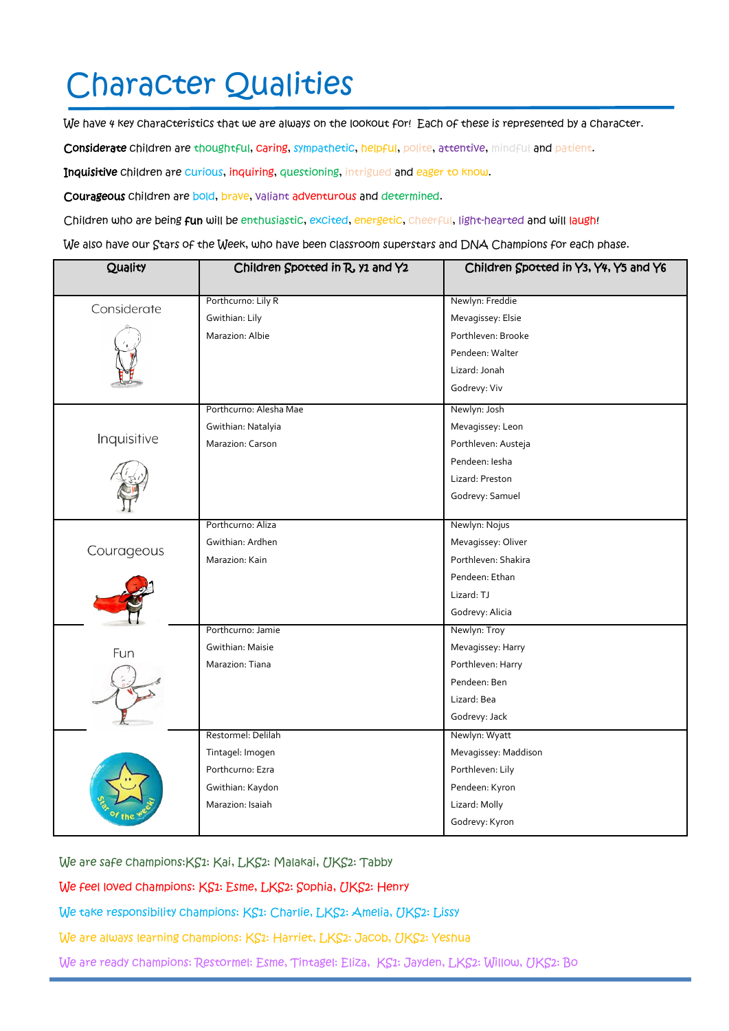# Character Qualities

We have 4 key characteristics that we are always on the lookout for! Each of these is represented by a character.

**Considerate** children are thoughtful, caring, sympathetic, helpful, polite, attentive, mindful and patient.

**Inquisitive** children are curious, inquiring, questioning, intrigued and eager to know.

**Courageous** children are bold, brave, valiant adventurous and determined.

Children who are being **fun** will be enthusiastic, excited, energetic, cheerful, light-hearted and will laugh!

We also have our Stars of the Week, who have been classroom superstars and DNA Champions for each phase.

| Quality | Children Spotted in R, Y1 and Y2 | Children Spotted in Y3, Y4, Y5 and Y6 |
|---|---|---|
| Considerate | Porthcurno: Lily R<br>Gwithian: Lily<br>Marazion: Albie | Newlyn: Freddie<br>Mevagissey: Elsie<br>Porthleven: Brooke<br>Pendeen: Walter<br>Lizard: Jonah<br>Godrevy: Viv |
| Inquisitive | Porthcurno: Alesha Mae<br>Gwithian: Natalyia<br>Marazion: Carson | Newlyn: Josh<br>Mevagissey: Leon<br>Porthleven: Austeja<br>Pendeen: Iesha<br>Lizard: Preston<br>Godrevy: Samuel |
| Courageous | Porthcurno: Aliza<br>Gwithian: Ardhen<br>Marazion: Kain | Newlyn: Nojus<br>Mevagissey: Oliver<br>Porthleven: Shakira<br>Pendeen: Ethan<br>Lizard: TJ<br>Godrevy: Alicia |
| Fun | Porthcurno: Jamie<br>Gwithian: Maisie<br>Marazion: Tiana | Newlyn: Troy<br>Mevagissey: Harry<br>Porthleven: Harry<br>Pendeen: Ben<br>Lizard: Bea<br>Godrevy: Jack |
| Star of the week! | Restormel: Delilah<br>Tintagel: Imogen<br>Porthcurno: Ezra<br>Gwithian: Kaydon<br>Marazion: Isaiah | Newlyn: Wyatt<br>Mevagissey: Maddison<br>Porthleven: Lily<br>Pendeen: Kyron<br>Lizard: Molly<br>Godrevy: Kyron |

We are safe champions:KS1: Kai, LKS2: Malakai, UKS2: Tabby

We feel loved champions: KS1: Esme, LKS2: Sophia, UKS2: Henry

We take responsibility champions: KS1: Charlie, LKS2: Amelia, UKS2: Lissy

We are always learning champions: KS1: Harriet, LKS2: Jacob, UKS2: Yeshua

We are ready champions: Restormel: Esme, Tintagel: Eliza, KS1: Jayden, LKS2: Willow, UKS2: Bo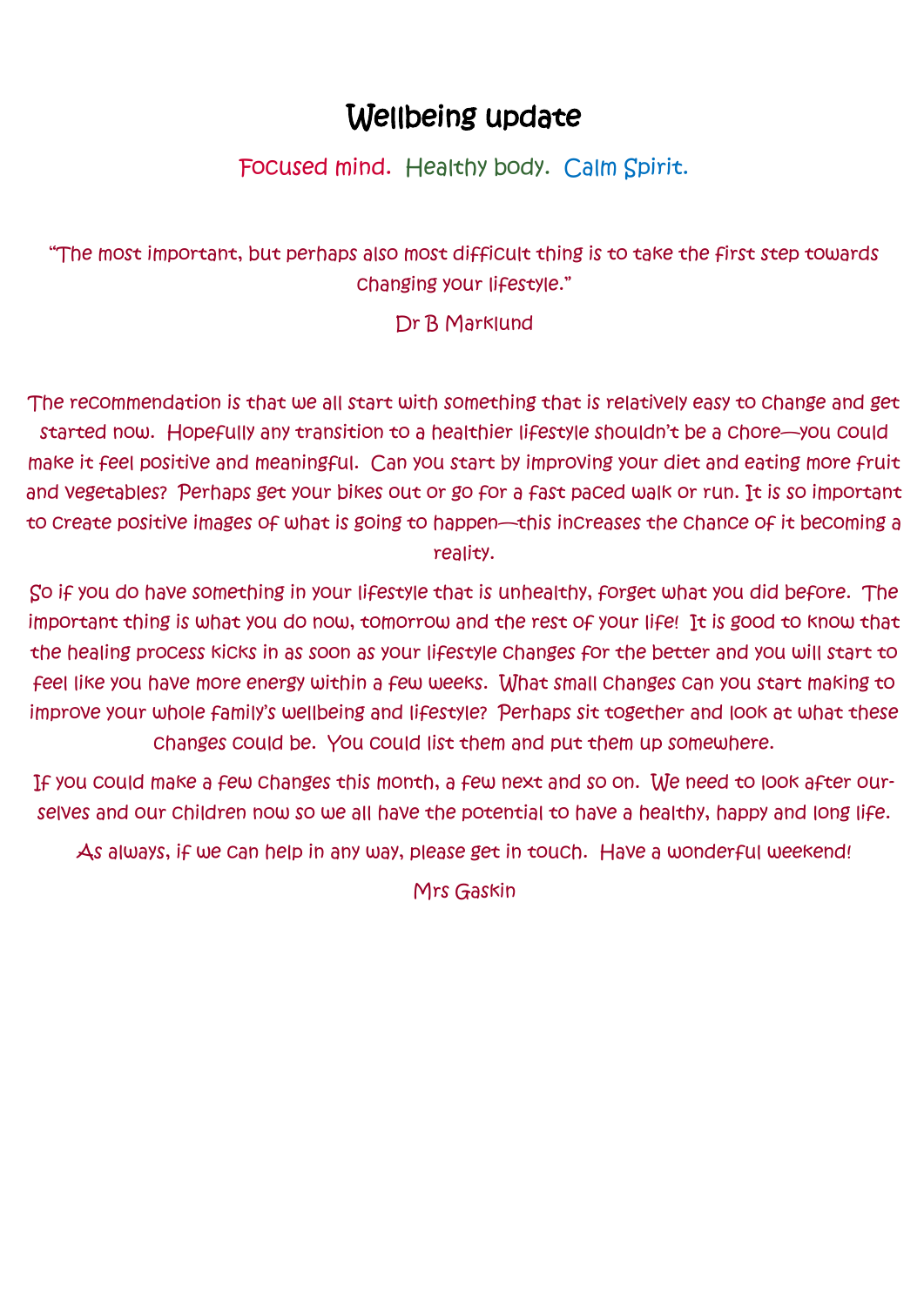# Wellbeing update

Focused mind. Healthy body. Calm Spirit.

"The most important, but perhaps also most difficult thing is to take the first step towards changing your lifestyle."

Dr B Marklund

The recommendation is that we all start with something that is relatively easy to change and get started now. Hopefully any transition to a healthier lifestyle shouldn't be a chore—you could make it feel positive and meaningful. Can you start by improving your diet and eating more fruit and vegetables? Perhaps get your bikes out or go for a fast paced walk or run. It is so important to create positive images of what is going to happen—this increases the chance of it becoming a reality.

So if you do have something in your lifestyle that is unhealthy, forget what you did before. The important thing is what you do now, tomorrow and the rest of your life! It is good to know that the healing process kicks in as soon as your lifestyle changes for the better and you will start to feel like you have more energy within a few weeks. What small changes can you start making to improve your whole family's wellbeing and lifestyle? Perhaps sit together and look at what these changes could be. You could list them and put them up somewhere.

If you could make a few changes this month, a few next and so on. We need to look after ourselves and our children now so we all have the potential to have a healthy, happy and long life.

As always, if we can help in any way, please get in touch. Have a wonderful weekend!

Mrs Gaskin